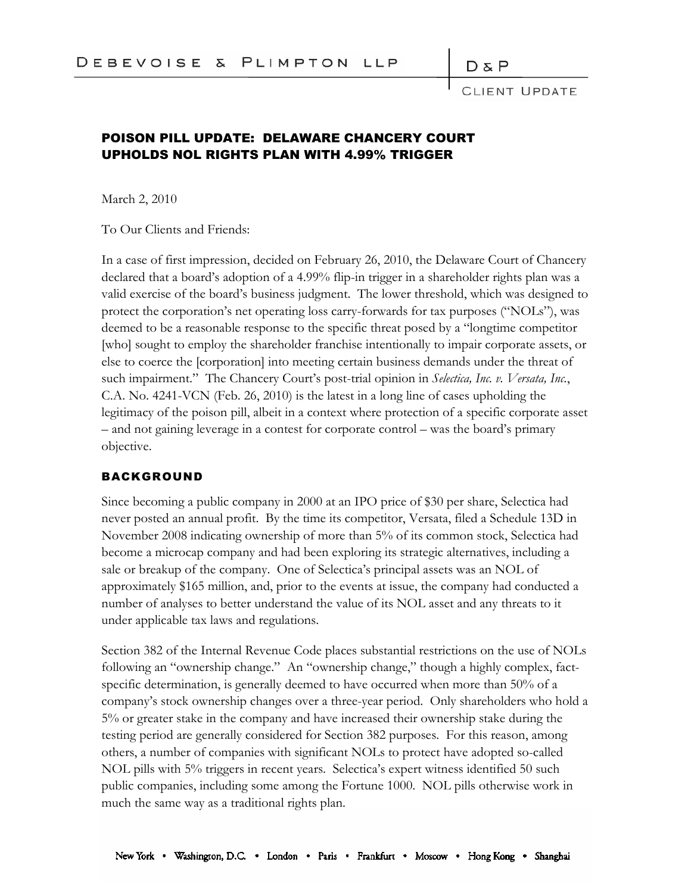DEBEVOISE & PLIMPTON LLP

D & P

CLIENT UPDATE

# POISON PILL UPDATE: DELAWARE CHANCERY COURT UPHOLDS NOL RIGHTS PLAN WITH 4.99% TRIGGER

March 2, 2010

To Our Clients and Friends:

In a case of first impression, decided on February 26, 2010, the Delaware Court of Chancery declared that a board's adoption of a 4.99% flip-in trigger in a shareholder rights plan was a valid exercise of the board's business judgment. The lower threshold, which was designed to protect the corporation's net operating loss carry-forwards for tax purposes ("NOLs"), was deemed to be a reasonable response to the specific threat posed by a "longtime competitor [who] sought to employ the shareholder franchise intentionally to impair corporate assets, or else to coerce the [corporation] into meeting certain business demands under the threat of such impairment." The Chancery Court's post-trial opinion in *Selectica, Inc. v. Versata, Inc.*, C.A. No. 4241-VCN (Feb. 26, 2010) is the latest in a long line of cases upholding the legitimacy of the poison pill, albeit in a context where protection of a specific corporate asset – and not gaining leverage in a contest for corporate control – was the board's primary objective.

## BACKGROUND

Since becoming a public company in 2000 at an IPO price of $30 per share, Selectica had never posted an annual profit. By the time its competitor, Versata, filed a Schedule 13D in November 2008 indicating ownership of more than 5% of its common stock, Selectica had become a microcap company and had been exploring its strategic alternatives, including a sale or breakup of the company. One of Selectica's principal assets was an NOL of approximately $165 million, and, prior to the events at issue, the company had conducted a number of analyses to better understand the value of its NOL asset and any threats to it under applicable tax laws and regulations.

Section 382 of the Internal Revenue Code places substantial restrictions on the use of NOLs following an "ownership change." An "ownership change," though a highly complex, fact-specific determination, is generally deemed to have occurred when more than 50% of a company's stock ownership changes over a three-year period. Only shareholders who hold a 5% or greater stake in the company and have increased their ownership stake during the testing period are generally considered for Section 382 purposes. For this reason, among others, a number of companies with significant NOLs to protect have adopted so-called NOL pills with 5% triggers in recent years. Selectica's expert witness identified 50 such public companies, including some among the Fortune 1000. NOL pills otherwise work in much the same way as a traditional rights plan.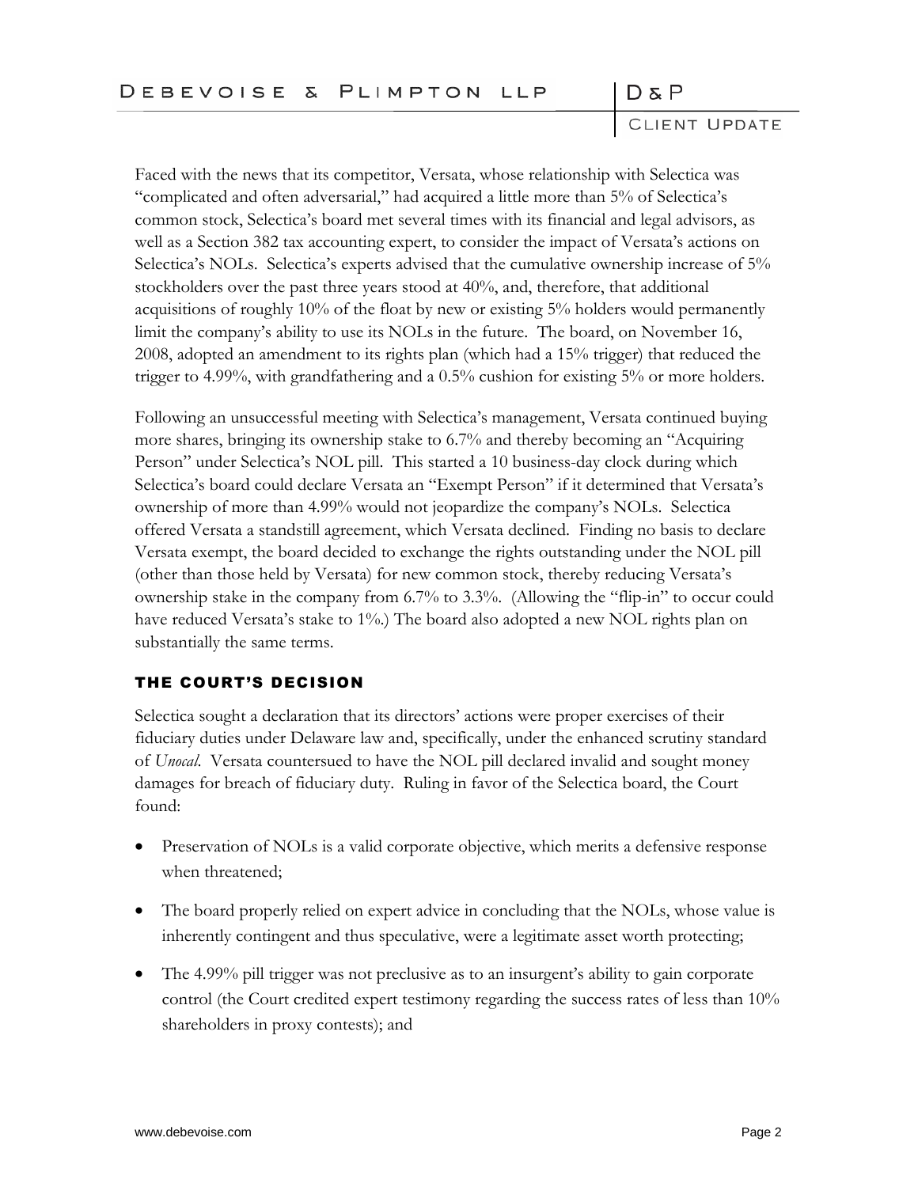Faced with the news that its competitor, Versata, whose relationship with Selectica was "complicated and often adversarial," had acquired a little more than 5% of Selectica's common stock, Selectica's board met several times with its financial and legal advisors, as well as a Section 382 tax accounting expert, to consider the impact of Versata's actions on Selectica's NOLs. Selectica's experts advised that the cumulative ownership increase of 5% stockholders over the past three years stood at 40%, and, therefore, that additional acquisitions of roughly 10% of the float by new or existing 5% holders would permanently limit the company's ability to use its NOLs in the future. The board, on November 16, 2008, adopted an amendment to its rights plan (which had a 15% trigger) that reduced the trigger to 4.99%, with grandfathering and a 0.5% cushion for existing 5% or more holders.

Following an unsuccessful meeting with Selectica's management, Versata continued buying more shares, bringing its ownership stake to 6.7% and thereby becoming an "Acquiring Person" under Selectica's NOL pill. This started a 10 business-day clock during which Selectica's board could declare Versata an "Exempt Person" if it determined that Versata's ownership of more than 4.99% would not jeopardize the company's NOLs. Selectica offered Versata a standstill agreement, which Versata declined. Finding no basis to declare Versata exempt, the board decided to exchange the rights outstanding under the NOL pill (other than those held by Versata) for new common stock, thereby reducing Versata's ownership stake in the company from 6.7% to 3.3%. (Allowing the "flip-in" to occur could have reduced Versata's stake to 1%.) The board also adopted a new NOL rights plan on substantially the same terms.

## THE COURT'S DECISION

Selectica sought a declaration that its directors' actions were proper exercises of their fiduciary duties under Delaware law and, specifically, under the enhanced scrutiny standard of *Unocal*. Versata countersued to have the NOL pill declared invalid and sought money damages for breach of fiduciary duty. Ruling in favor of the Selectica board, the Court found:

- Preservation of NOLs is a valid corporate objective, which merits a defensive response when threatened;
- The board properly relied on expert advice in concluding that the NOLs, whose value is inherently contingent and thus speculative, were a legitimate asset worth protecting;
- The 4.99% pill trigger was not preclusive as to an insurgent's ability to gain corporate control (the Court credited expert testimony regarding the success rates of less than 10% shareholders in proxy contests); and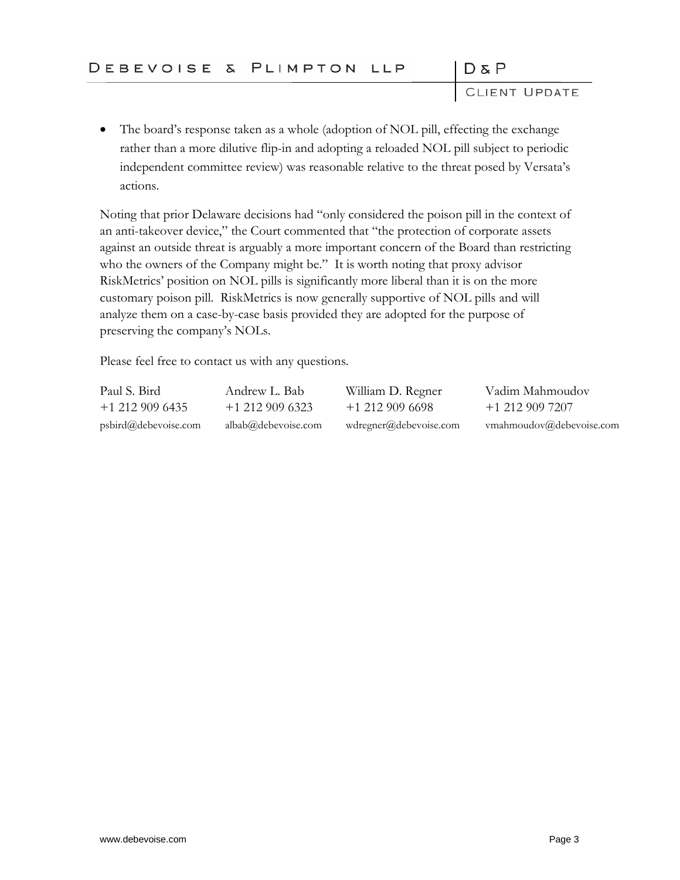- The board's response taken as a whole (adoption of NOL pill, effecting the exchange rather than a more dilutive flip-in and adopting a reloaded NOL pill subject to periodic independent committee review) was reasonable relative to the threat posed by Versata's actions.

Noting that prior Delaware decisions had "only considered the poison pill in the context of an anti-takeover device," the Court commented that "the protection of corporate assets against an outside threat is arguably a more important concern of the Board than restricting who the owners of the Company might be." It is worth noting that proxy advisor RiskMetrics' position on NOL pills is significantly more liberal than it is on the more customary poison pill. RiskMetrics is now generally supportive of NOL pills and will analyze them on a case-by-case basis provided they are adopted for the purpose of preserving the company's NOLs.

Please feel free to contact us with any questions.

| | | | |
|---|---|---|---|
| Paul S. Bird | Andrew L. Bab | William D. Regner | Vadim Mahmoudov |
| +1 212 909 6435 | +1 212 909 6323 | +1 212 909 6698 | +1 212 909 7207 |
| psbird@debevoise.com | albab@debevoise.com | wdregner@debevoise.com | vmahmoudov@debevoise.com |